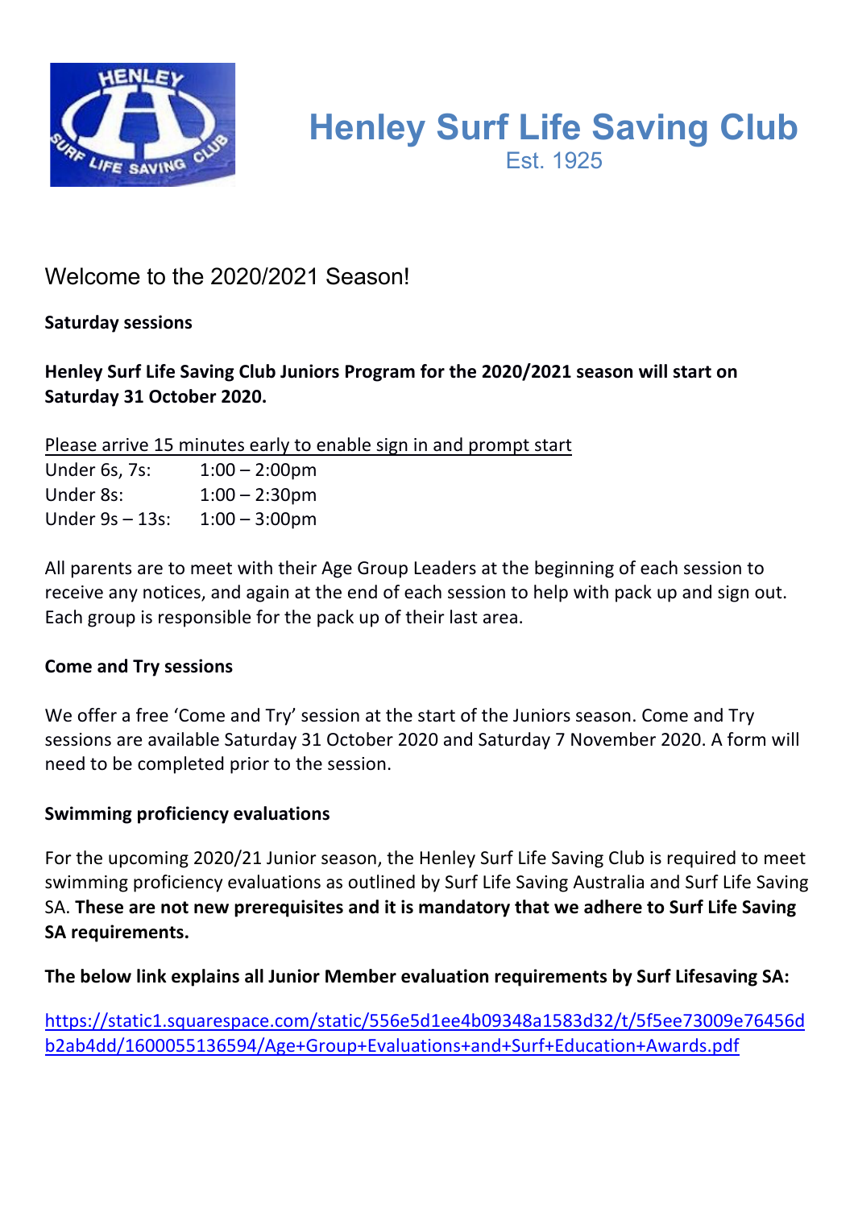# Henley Surf Life Saving Club

Est. 1925

## Welcome to the 2020/2021 Season!

**Saturday sessions**

**Henley Surf Life Saving Club Juniors Program for the 2020/2021 season will start on Saturday 31 October 2020.**

Please arrive 15 minutes early to enable sign in and prompt start

| | |
|---|---|
| Under 6s, 7s: | 1:00 – 2:00pm |
| Under 8s: | 1:00 – 2:30pm |
| Under 9s – 13s: | 1:00 – 3:00pm |

All parents are to meet with their Age Group Leaders at the beginning of each session to receive any notices, and again at the end of each session to help with pack up and sign out. Each group is responsible for the pack up of their last area.

**Come and Try sessions**

We offer a free 'Come and Try' session at the start of the Juniors season. Come and Try sessions are available Saturday 31 October 2020 and Saturday 7 November 2020. A form will need to be completed prior to the session.

**Swimming proficiency evaluations**

For the upcoming 2020/21 Junior season, the Henley Surf Life Saving Club is required to meet swimming proficiency evaluations as outlined by Surf Life Saving Australia and Surf Life Saving SA. **These are not new prerequisites and it is mandatory that we adhere to Surf Life Saving SA requirements.**

**The below link explains all Junior Member evaluation requirements by Surf Lifesaving SA:**

https://static1.squarespace.com/static/556e5d1ee4b09348a1583d32/t/5f5ee73009e76456db2ab4dd/1600055136594/Age+Group+Evaluations+and+Surf+Education+Awards.pdf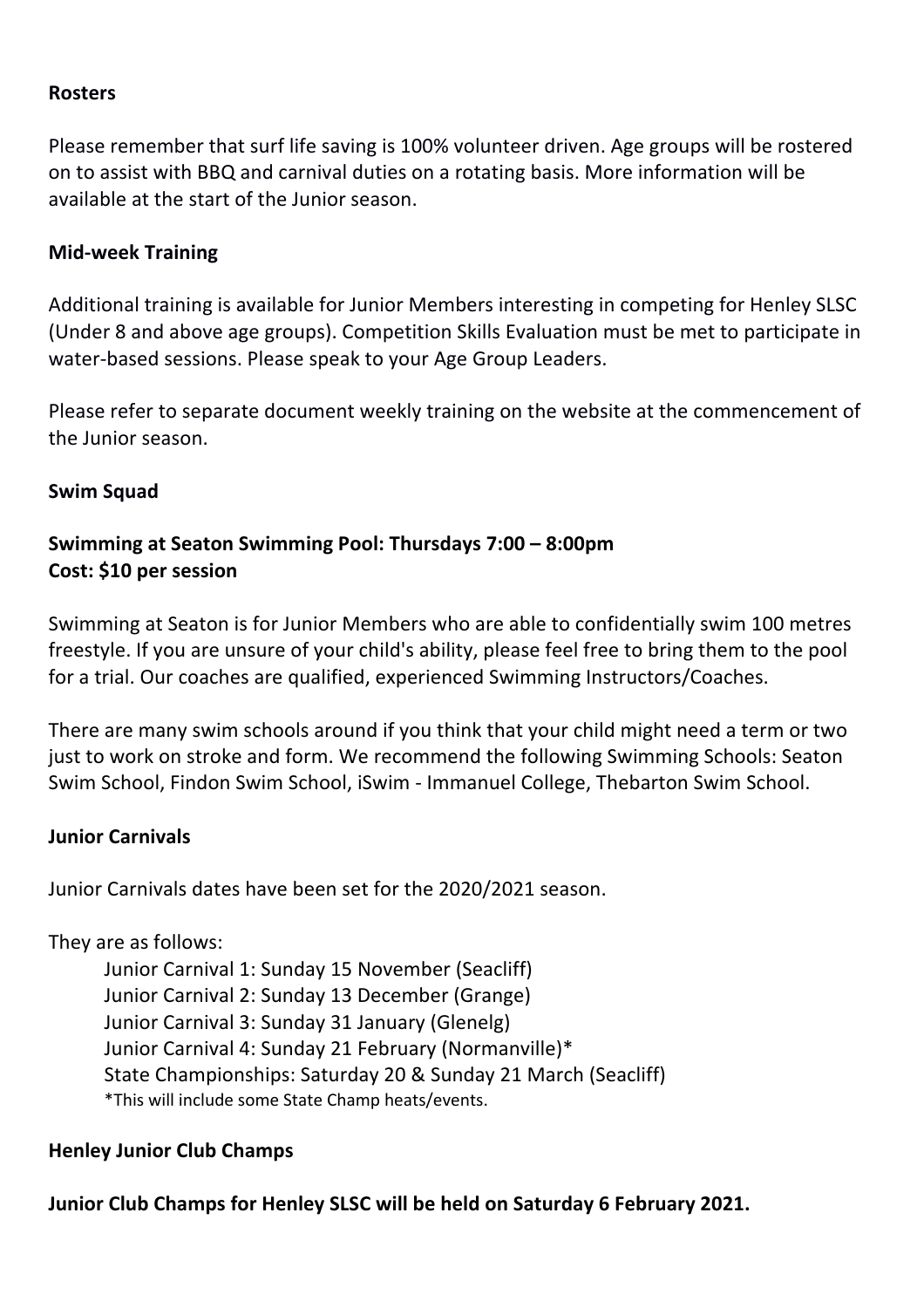**Rosters**

Please remember that surf life saving is 100% volunteer driven. Age groups will be rostered on to assist with BBQ and carnival duties on a rotating basis. More information will be available at the start of the Junior season.

**Mid-week Training**

Additional training is available for Junior Members interesting in competing for Henley SLSC (Under 8 and above age groups). Competition Skills Evaluation must be met to participate in water-based sessions. Please speak to your Age Group Leaders.

Please refer to separate document weekly training on the website at the commencement of the Junior season.

**Swim Squad**

**Swimming at Seaton Swimming Pool: Thursdays 7:00 – 8:00pm**
**Cost: $10 per session**

Swimming at Seaton is for Junior Members who are able to confidentially swim 100 metres freestyle. If you are unsure of your child's ability, please feel free to bring them to the pool for a trial. Our coaches are qualified, experienced Swimming Instructors/Coaches.

There are many swim schools around if you think that your child might need a term or two just to work on stroke and form. We recommend the following Swimming Schools: Seaton Swim School, Findon Swim School, iSwim - Immanuel College, Thebarton Swim School.

**Junior Carnivals**

Junior Carnivals dates have been set for the 2020/2021 season.

They are as follows:

Junior Carnival 1: Sunday 15 November (Seacliff)
Junior Carnival 2: Sunday 13 December (Grange)
Junior Carnival 3: Sunday 31 January (Glenelg)
Junior Carnival 4: Sunday 21 February (Normanville)*
State Championships: Saturday 20 & Sunday 21 March (Seacliff)
*This will include some State Champ heats/events.

**Henley Junior Club Champs**

**Junior Club Champs for Henley SLSC will be held on Saturday 6 February 2021.**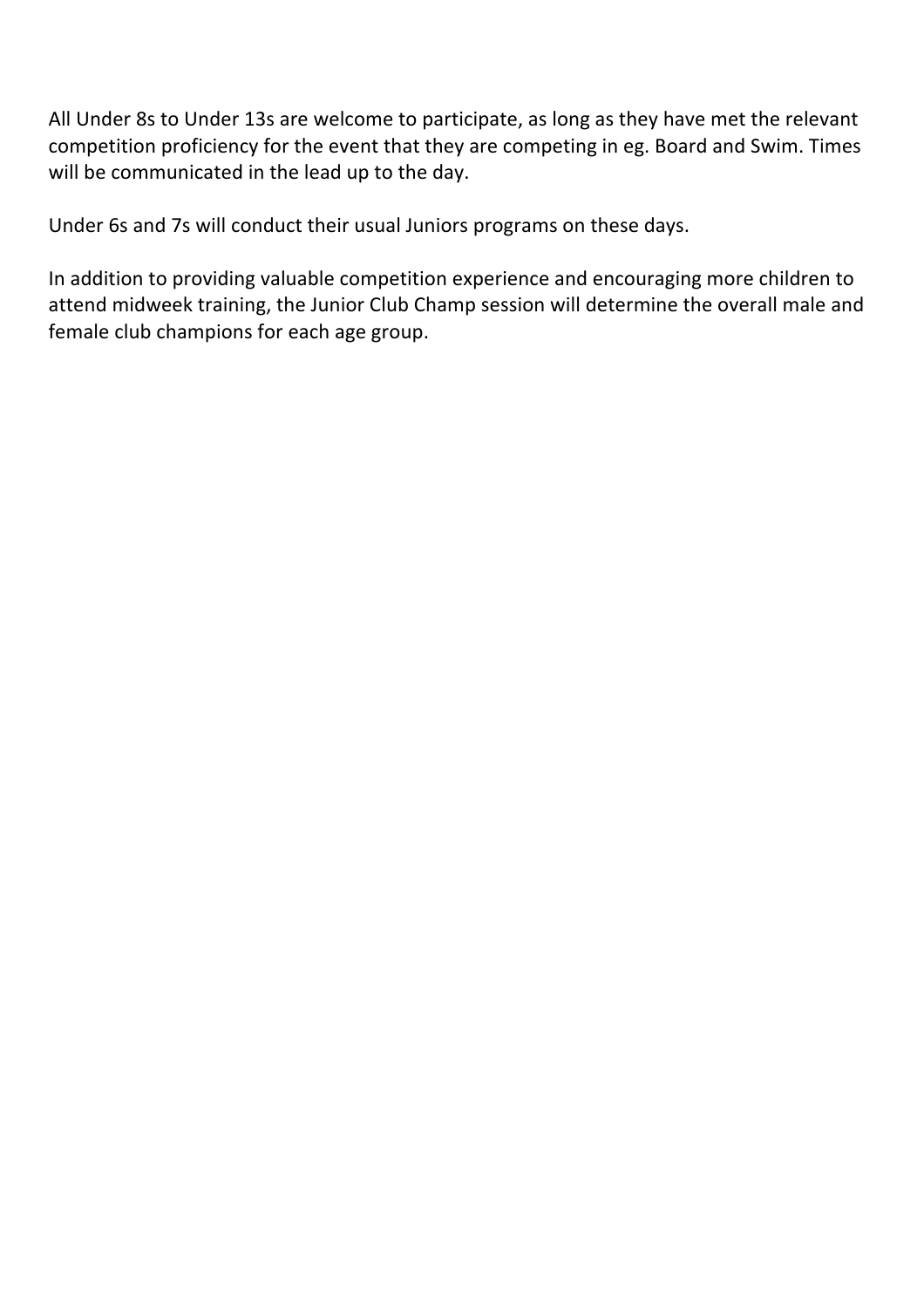All Under 8s to Under 13s are welcome to participate, as long as they have met the relevant competition proficiency for the event that they are competing in eg. Board and Swim. Times will be communicated in the lead up to the day.

Under 6s and 7s will conduct their usual Juniors programs on these days.

In addition to providing valuable competition experience and encouraging more children to attend midweek training, the Junior Club Champ session will determine the overall male and female club champions for each age group.